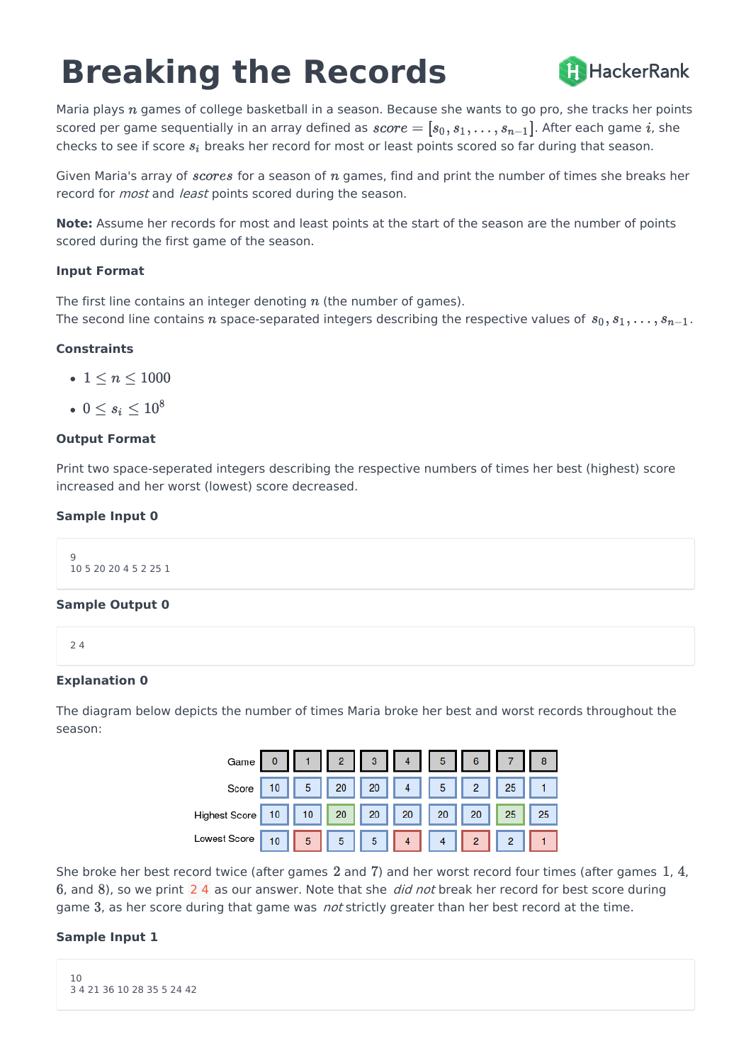# Breaking the Records

Maria plays $n$ games of college basketball in a season. Because she wants to go pro, she tracks her points scored per game sequentially in an array defined as $score = [s_0, s_1, \ldots, s_{n-1}]$. After each game $i$, she checks to see if score $s_i$ breaks her record for most or least points scored so far during that season.

Given Maria's array of $scores$ for a season of $n$ games, find and print the number of times she breaks her record for *most* and *least* points scored during the season.

**Note:** Assume her records for most and least points at the start of the season are the number of points scored during the first game of the season.

### Input Format

The first line contains an integer denoting $n$ (the number of games).
The second line contains $n$ space-separated integers describing the respective values of $s_0, s_1, \ldots, s_{n-1}$.

### Constraints

- $1 \leq n \leq 1000$
- $0 \leq s_i \leq 10^8$

### Output Format

Print two space-seperated integers describing the respective numbers of times her best (highest) score increased and her worst (lowest) score decreased.

### Sample Input 0

```
9
10 5 20 20 4 5 2 25 1
```

### Sample Output 0

```
2 4
```

### Explanation 0

The diagram below depicts the number of times Maria broke her best and worst records throughout the season:

| Game | 0 | 1 | 2 | 3 | 4 | 5 | 6 | 7 | 8 |
|---|---|---|---|---|---|---|---|---|---|
| Score | 10 | 5 | 20 | 20 | 4 | 5 | 2 | 25 | 1 |
| Highest Score | 10 | 10 | 20 | 20 | 20 | 20 | 20 | 25 | 25 |
| Lowest Score | 10 | 5 | 5 | 5 | 4 | 4 | 2 | 2 | 1 |

She broke her best record twice (after games $2$ and $7$) and her worst record four times (after games $1$, $4$, $6$, and $8$), so we print `2 4` as our answer. Note that she *did not* break her record for best score during game $3$, as her score during that game was *not* strictly greater than her best record at the time.

### Sample Input 1

```
10
3 4 21 36 10 28 35 5 24 42
```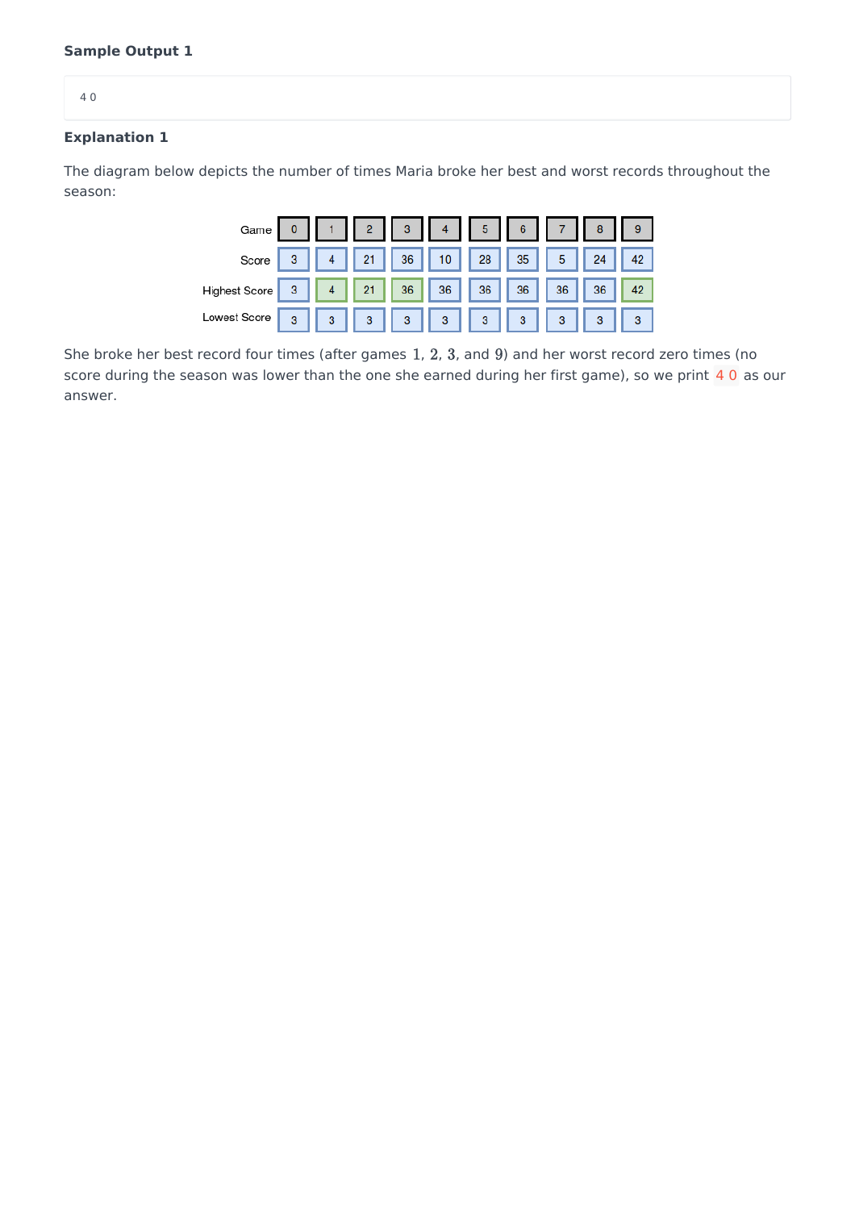### Sample Output 1

```
4 0
```

### Explanation 1

The diagram below depicts the number of times Maria broke her best and worst records throughout the season:

| | | | | | | | | | | |
|---|---|---|---|---|---|---|---|---|---|---|
| Game | 0 | 1 | 2 | 3 | 4 | 5 | 6 | 7 | 8 | 9 |
| Score | 3 | 4 | 21 | 36 | 10 | 28 | 35 | 5 | 24 | 42 |
| Highest Score | 3 | 4 | 21 | 36 | 36 | 36 | 36 | 36 | 36 | 42 |
| Lowest Score | 3 | 3 | 3 | 3 | 3 | 3 | 3 | 3 | 3 | 3 |

She broke her best record four times (after games $1$, $2$, $3$, and $9$) and her worst record zero times (no score during the season was lower than the one she earned during her first game), so we print `4 0` as our answer.